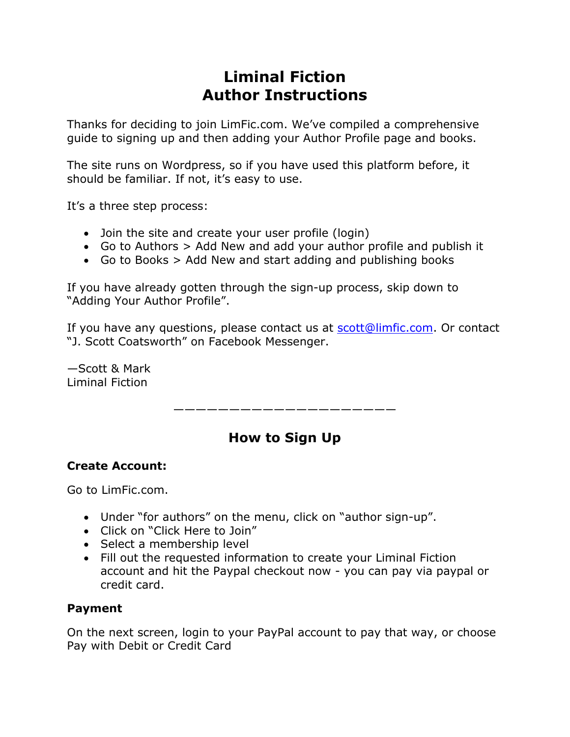# Liminal Fiction
# Author Instructions

Thanks for deciding to join LimFic.com. We've compiled a comprehensive guide to signing up and then adding your Author Profile page and books.

The site runs on Wordpress, so if you have used this platform before, it should be familiar. If not, it's easy to use.

It's a three step process:

- Join the site and create your user profile (login)
- Go to Authors > Add New and add your author profile and publish it
- Go to Books > Add New and start adding and publishing books

If you have already gotten through the sign-up process, skip down to "Adding Your Author Profile".

If you have any questions, please contact us at scott@limfic.com. Or contact "J. Scott Coatsworth" on Facebook Messenger.

—Scott & Mark
Liminal Fiction

———————————————————

## How to Sign Up

**Create Account:**

Go to LimFic.com.

- Under "for authors" on the menu, click on "author sign-up".
- Click on "Click Here to Join"
- Select a membership level
- Fill out the requested information to create your Liminal Fiction account and hit the Paypal checkout now - you can pay via paypal or credit card.

**Payment**

On the next screen, login to your PayPal account to pay that way, or choose Pay with Debit or Credit Card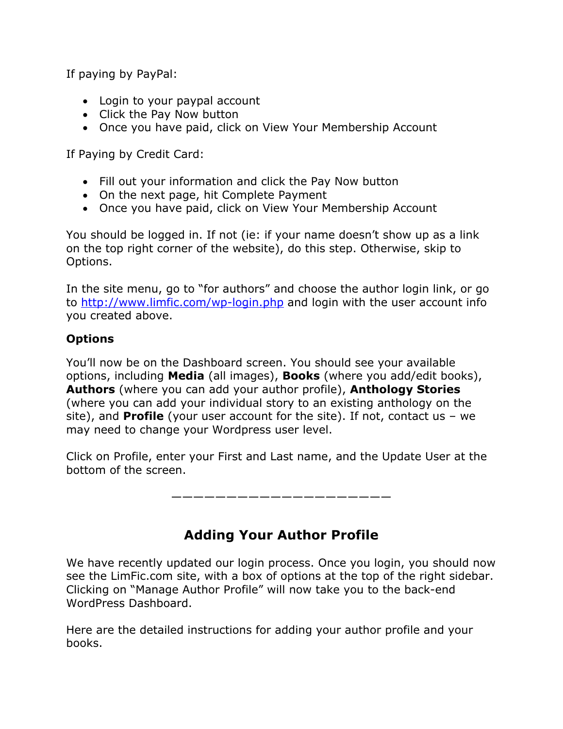If paying by PayPal:

- Login to your paypal account
- Click the Pay Now button
- Once you have paid, click on View Your Membership Account

If Paying by Credit Card:

- Fill out your information and click the Pay Now button
- On the next page, hit Complete Payment
- Once you have paid, click on View Your Membership Account

You should be logged in. If not (ie: if your name doesn't show up as a link on the top right corner of the website), do this step. Otherwise, skip to Options.

In the site menu, go to "for authors" and choose the author login link, or go to [http://www.limfic.com/wp-login.php](http://www.limfic.com/wp-login.php) and login with the user account info you created above.

**Options**

You'll now be on the Dashboard screen. You should see your available options, including **Media** (all images), **Books** (where you add/edit books), **Authors** (where you can add your author profile), **Anthology Stories** (where you can add your individual story to an existing anthology on the site), and **Profile** (your user account for the site). If not, contact us – we may need to change your Wordpress user level.

Click on Profile, enter your First and Last name, and the Update User at the bottom of the screen.

————————————————————

## Adding Your Author Profile

We have recently updated our login process. Once you login, you should now see the LimFic.com site, with a box of options at the top of the right sidebar. Clicking on "Manage Author Profile" will now take you to the back-end WordPress Dashboard.

Here are the detailed instructions for adding your author profile and your books.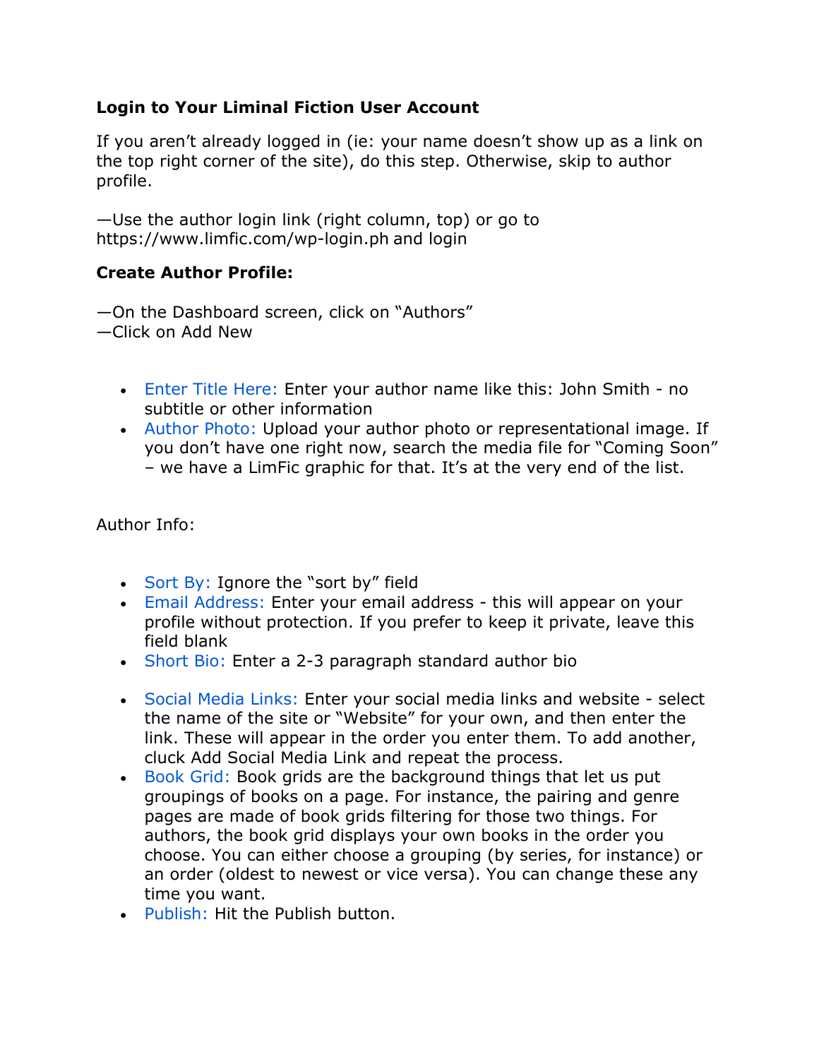**Login to Your Liminal Fiction User Account**

If you aren't already logged in (ie: your name doesn't show up as a link on the top right corner of the site), do this step. Otherwise, skip to author profile.

—Use the author login link (right column, top) or go to https://www.limfic.com/wp-login.ph and login

**Create Author Profile:**

—On the Dashboard screen, click on "Authors"
—Click on Add New

- Enter Title Here: Enter your author name like this: John Smith - no subtitle or other information
- Author Photo: Upload your author photo or representational image. If you don't have one right now, search the media file for "Coming Soon" – we have a LimFic graphic for that. It's at the very end of the list.

Author Info:

- Sort By: Ignore the "sort by" field
- Email Address: Enter your email address - this will appear on your profile without protection. If you prefer to keep it private, leave this field blank
- Short Bio: Enter a 2-3 paragraph standard author bio

- Social Media Links: Enter your social media links and website - select the name of the site or "Website" for your own, and then enter the link. These will appear in the order you enter them. To add another, cluck Add Social Media Link and repeat the process.
- Book Grid: Book grids are the background things that let us put groupings of books on a page. For instance, the pairing and genre pages are made of book grids filtering for those two things. For authors, the book grid displays your own books in the order you choose. You can either choose a grouping (by series, for instance) or an order (oldest to newest or vice versa). You can change these any time you want.
- Publish: Hit the Publish button.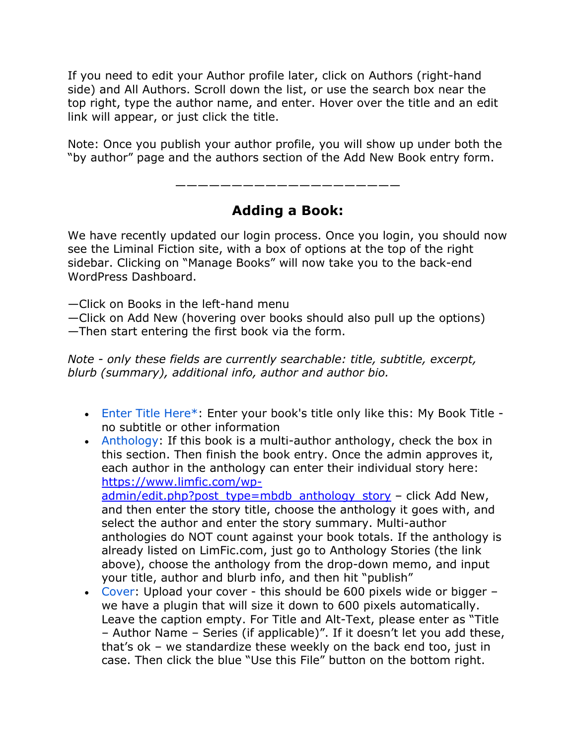If you need to edit your Author profile later, click on Authors (right-hand side) and All Authors. Scroll down the list, or use the search box near the top right, type the author name, and enter. Hover over the title and an edit link will appear, or just click the title.

Note: Once you publish your author profile, you will show up under both the "by author" page and the authors section of the Add New Book entry form.

—————————————————————

## Adding a Book:

We have recently updated our login process. Once you login, you should now see the Liminal Fiction site, with a box of options at the top of the right sidebar. Clicking on "Manage Books" will now take you to the back-end WordPress Dashboard.

—Click on Books in the left-hand menu
—Click on Add New (hovering over books should also pull up the options)
—Then start entering the first book via the form.

*Note - only these fields are currently searchable: title, subtitle, excerpt, blurb (summary), additional info, author and author bio.*

- Enter Title Here*: Enter your book's title only like this: My Book Title - no subtitle or other information
- Anthology: If this book is a multi-author anthology, check the box in this section. Then finish the book entry. Once the admin approves it, each author in the anthology can enter their individual story here: [https://www.limfic.com/wp-admin/edit.php?post_type=mbdb_anthology_story](https://www.limfic.com/wp-admin/edit.php?post_type=mbdb_anthology_story) – click Add New, and then enter the story title, choose the anthology it goes with, and select the author and enter the story summary. Multi-author anthologies do NOT count against your book totals. If the anthology is already listed on LimFic.com, just go to Anthology Stories (the link above), choose the anthology from the drop-down memo, and input your title, author and blurb info, and then hit "publish"
- Cover: Upload your cover - this should be 600 pixels wide or bigger – we have a plugin that will size it down to 600 pixels automatically. Leave the caption empty. For Title and Alt-Text, please enter as "Title – Author Name – Series (if applicable)". If it doesn't let you add these, that's ok – we standardize these weekly on the back end too, just in case. Then click the blue "Use this File" button on the bottom right.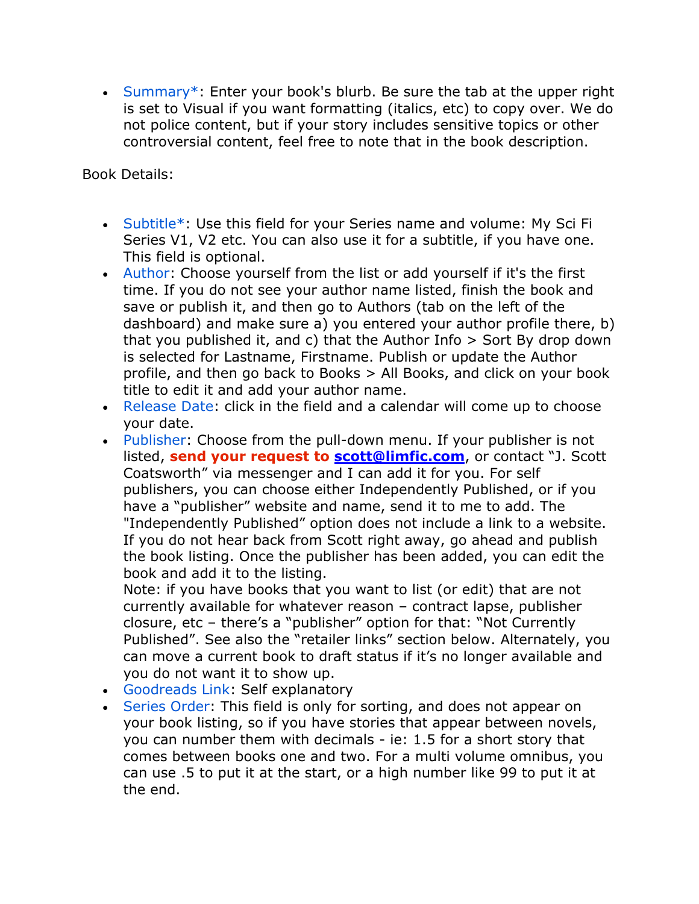- Summary*: Enter your book's blurb. Be sure the tab at the upper right is set to Visual if you want formatting (italics, etc) to copy over. We do not police content, but if your story includes sensitive topics or other controversial content, feel free to note that in the book description.

Book Details:

- Subtitle*: Use this field for your Series name and volume: My Sci Fi Series V1, V2 etc. You can also use it for a subtitle, if you have one. This field is optional.
- Author: Choose yourself from the list or add yourself if it's the first time. If you do not see your author name listed, finish the book and save or publish it, and then go to Authors (tab on the left of the dashboard) and make sure a) you entered your author profile there, b) that you published it, and c) that the Author Info > Sort By drop down is selected for Lastname, Firstname. Publish or update the Author profile, and then go back to Books > All Books, and click on your book title to edit it and add your author name.
- Release Date: click in the field and a calendar will come up to choose your date.
- Publisher: Choose from the pull-down menu. If your publisher is not listed, **send your request to [scott@limfic.com](mailto:scott@limfic.com)**, or contact "J. Scott Coatsworth" via messenger and I can add it for you. For self publishers, you can choose either Independently Published, or if you have a "publisher" website and name, send it to me to add. The "Independently Published" option does not include a link to a website. If you do not hear back from Scott right away, go ahead and publish the book listing. Once the publisher has been added, you can edit the book and add it to the listing.
  Note: if you have books that you want to list (or edit) that are not currently available for whatever reason – contract lapse, publisher closure, etc – there's a "publisher" option for that: "Not Currently Published". See also the "retailer links" section below. Alternately, you can move a current book to draft status if it's no longer available and you do not want it to show up.
- Goodreads Link: Self explanatory
- Series Order: This field is only for sorting, and does not appear on your book listing, so if you have stories that appear between novels, you can number them with decimals - ie: 1.5 for a short story that comes between books one and two. For a multi volume omnibus, you can use .5 to put it at the start, or a high number like 99 to put it at the end.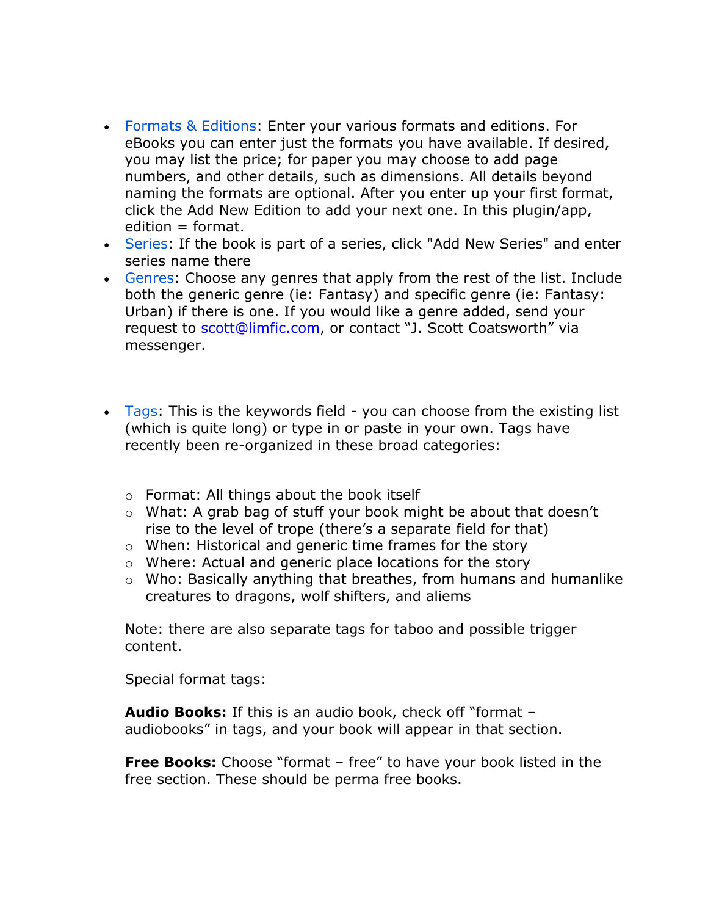- Formats & Editions: Enter your various formats and editions. For eBooks you can enter just the formats you have available. If desired, you may list the price; for paper you may choose to add page numbers, and other details, such as dimensions. All details beyond naming the formats are optional. After you enter up your first format, click the Add New Edition to add your next one. In this plugin/app, edition = format.
- Series: If the book is part of a series, click "Add New Series" and enter series name there
- Genres: Choose any genres that apply from the rest of the list. Include both the generic genre (ie: Fantasy) and specific genre (ie: Fantasy: Urban) if there is one. If you would like a genre added, send your request to [scott@limfic.com](mailto:scott@limfic.com), or contact "J. Scott Coatsworth" via messenger.

- Tags: This is the keywords field - you can choose from the existing list (which is quite long) or type in or paste in your own. Tags have recently been re-organized in these broad categories:

  - Format: All things about the book itself
  - What: A grab bag of stuff your book might be about that doesn't rise to the level of trope (there's a separate field for that)
  - When: Historical and generic time frames for the story
  - Where: Actual and generic place locations for the story
  - Who: Basically anything that breathes, from humans and humanlike creatures to dragons, wolf shifters, and aliems

  Note: there are also separate tags for taboo and possible trigger content.

  Special format tags:

  **Audio Books:** If this is an audio book, check off "format – audiobooks" in tags, and your book will appear in that section.

  **Free Books:** Choose "format – free" to have your book listed in the free section. These should be perma free books.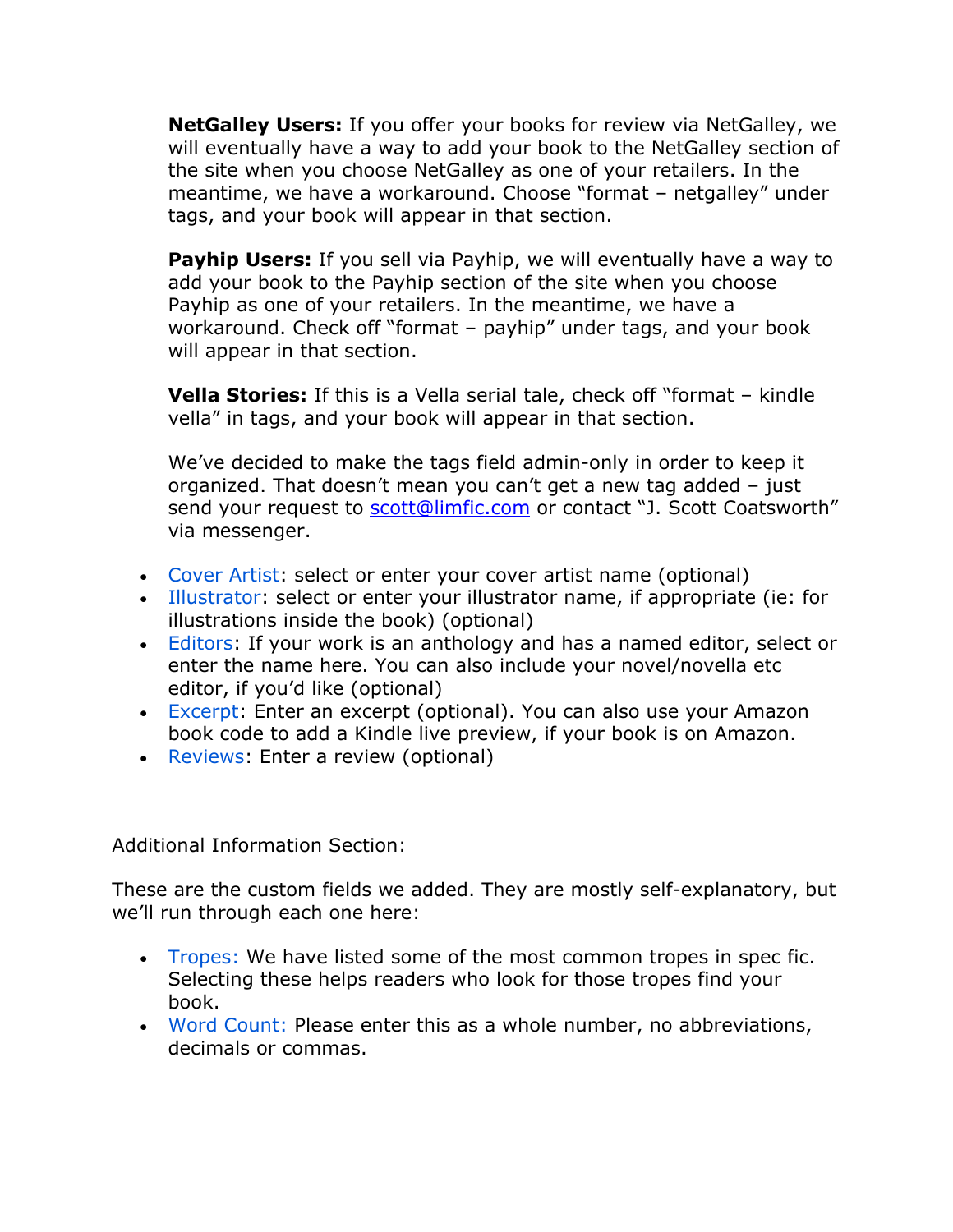**NetGalley Users:** If you offer your books for review via NetGalley, we will eventually have a way to add your book to the NetGalley section of the site when you choose NetGalley as one of your retailers. In the meantime, we have a workaround. Choose "format – netgalley" under tags, and your book will appear in that section.

**Payhip Users:** If you sell via Payhip, we will eventually have a way to add your book to the Payhip section of the site when you choose Payhip as one of your retailers. In the meantime, we have a workaround. Check off "format – payhip" under tags, and your book will appear in that section.

**Vella Stories:** If this is a Vella serial tale, check off "format – kindle vella" in tags, and your book will appear in that section.

We've decided to make the tags field admin-only in order to keep it organized. That doesn't mean you can't get a new tag added – just send your request to [scott@limfic.com](mailto:scott@limfic.com) or contact "J. Scott Coatsworth" via messenger.

- Cover Artist: select or enter your cover artist name (optional)
- Illustrator: select or enter your illustrator name, if appropriate (ie: for illustrations inside the book) (optional)
- Editors: If your work is an anthology and has a named editor, select or enter the name here. You can also include your novel/novella etc editor, if you'd like (optional)
- Excerpt: Enter an excerpt (optional). You can also use your Amazon book code to add a Kindle live preview, if your book is on Amazon.
- Reviews: Enter a review (optional)

Additional Information Section:

These are the custom fields we added. They are mostly self-explanatory, but we'll run through each one here:

- Tropes: We have listed some of the most common tropes in spec fic. Selecting these helps readers who look for those tropes find your book.
- Word Count: Please enter this as a whole number, no abbreviations, decimals or commas.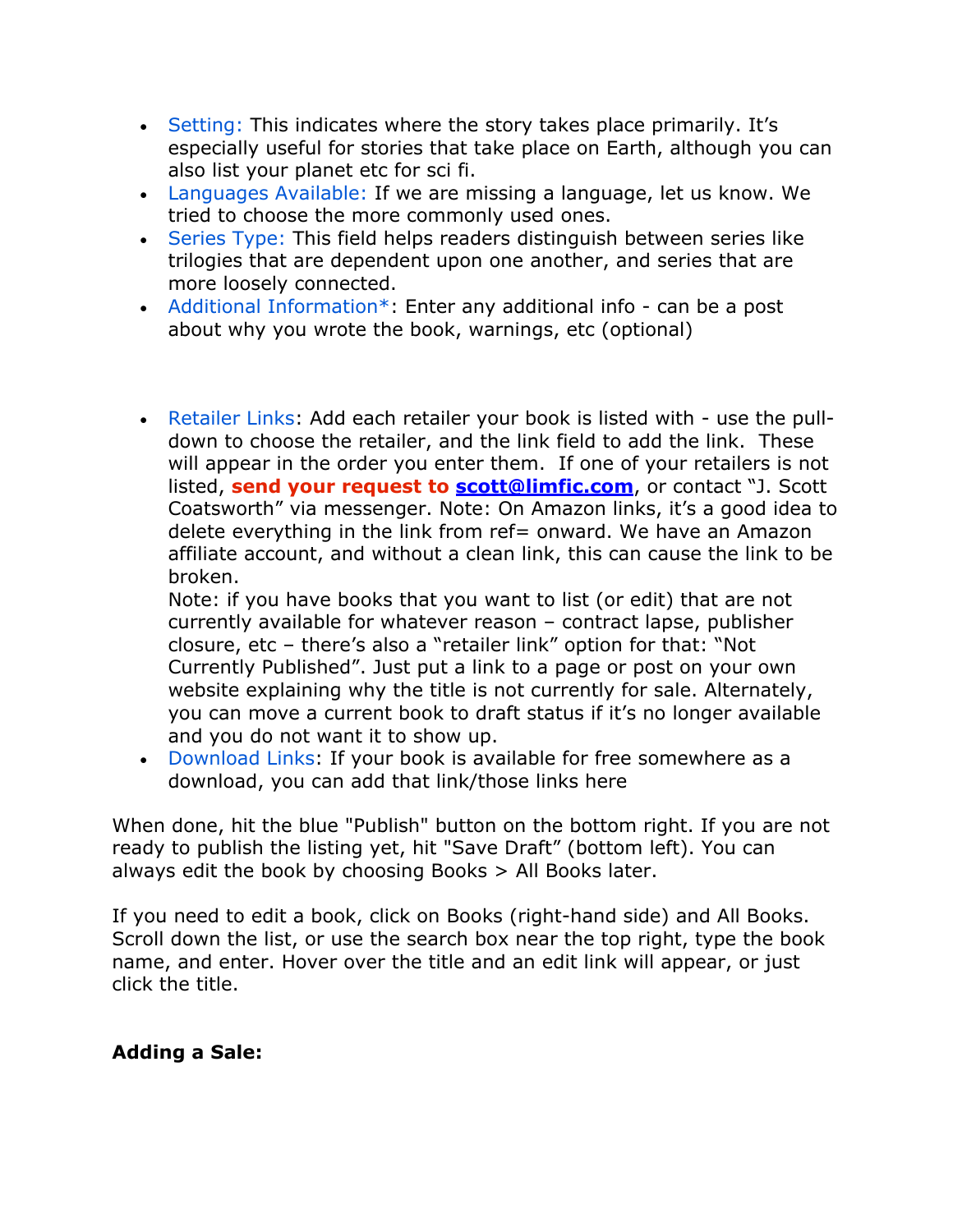- Setting: This indicates where the story takes place primarily. It's especially useful for stories that take place on Earth, although you can also list your planet etc for sci fi.
- Languages Available: If we are missing a language, let us know. We tried to choose the more commonly used ones.
- Series Type: This field helps readers distinguish between series like trilogies that are dependent upon one another, and series that are more loosely connected.
- Additional Information*: Enter any additional info - can be a post about why you wrote the book, warnings, etc (optional)

- Retailer Links: Add each retailer your book is listed with - use the pull-down to choose the retailer, and the link field to add the link. These will appear in the order you enter them. If one of your retailers is not listed, **send your request to [scott@limfic.com](mailto:scott@limfic.com)**, or contact "J. Scott Coatsworth" via messenger. Note: On Amazon links, it's a good idea to delete everything in the link from ref= onward. We have an Amazon affiliate account, and without a clean link, this can cause the link to be broken.
  Note: if you have books that you want to list (or edit) that are not currently available for whatever reason – contract lapse, publisher closure, etc – there's also a "retailer link" option for that: "Not Currently Published". Just put a link to a page or post on your own website explaining why the title is not currently for sale. Alternately, you can move a current book to draft status if it's no longer available and you do not want it to show up.
- Download Links: If your book is available for free somewhere as a download, you can add that link/those links here

When done, hit the blue "Publish" button on the bottom right. If you are not ready to publish the listing yet, hit "Save Draft" (bottom left). You can always edit the book by choosing Books > All Books later.

If you need to edit a book, click on Books (right-hand side) and All Books. Scroll down the list, or use the search box near the top right, type the book name, and enter. Hover over the title and an edit link will appear, or just click the title.

**Adding a Sale:**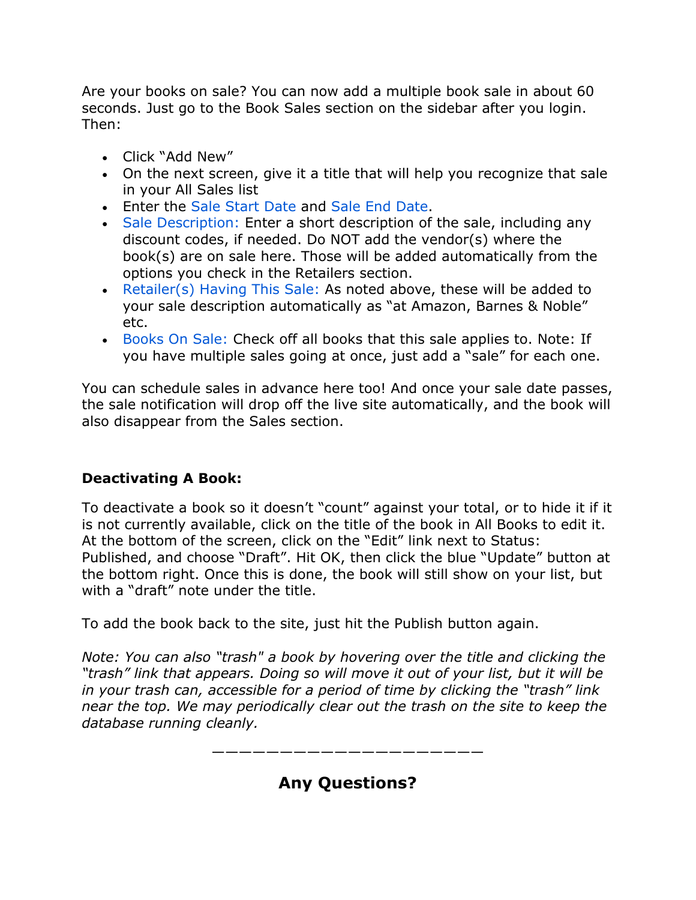Are your books on sale? You can now add a multiple book sale in about 60 seconds. Just go to the Book Sales section on the sidebar after you login. Then:

- Click "Add New"
- On the next screen, give it a title that will help you recognize that sale in your All Sales list
- Enter the Sale Start Date and Sale End Date.
- Sale Description: Enter a short description of the sale, including any discount codes, if needed. Do NOT add the vendor(s) where the book(s) are on sale here. Those will be added automatically from the options you check in the Retailers section.
- Retailer(s) Having This Sale: As noted above, these will be added to your sale description automatically as "at Amazon, Barnes & Noble" etc.
- Books On Sale: Check off all books that this sale applies to. Note: If you have multiple sales going at once, just add a "sale" for each one.

You can schedule sales in advance here too! And once your sale date passes, the sale notification will drop off the live site automatically, and the book will also disappear from the Sales section.

**Deactivating A Book:**

To deactivate a book so it doesn't "count" against your total, or to hide it if it is not currently available, click on the title of the book in All Books to edit it. At the bottom of the screen, click on the "Edit" link next to Status: Published, and choose "Draft". Hit OK, then click the blue "Update" button at the bottom right. Once this is done, the book will still show on your list, but with a "draft" note under the title.

To add the book back to the site, just hit the Publish button again.

*Note: You can also "trash" a book by hovering over the title and clicking the "trash" link that appears. Doing so will move it out of your list, but it will be in your trash can, accessible for a period of time by clicking the "trash" link near the top. We may periodically clear out the trash on the site to keep the database running cleanly.*

———————————————————————

## Any Questions?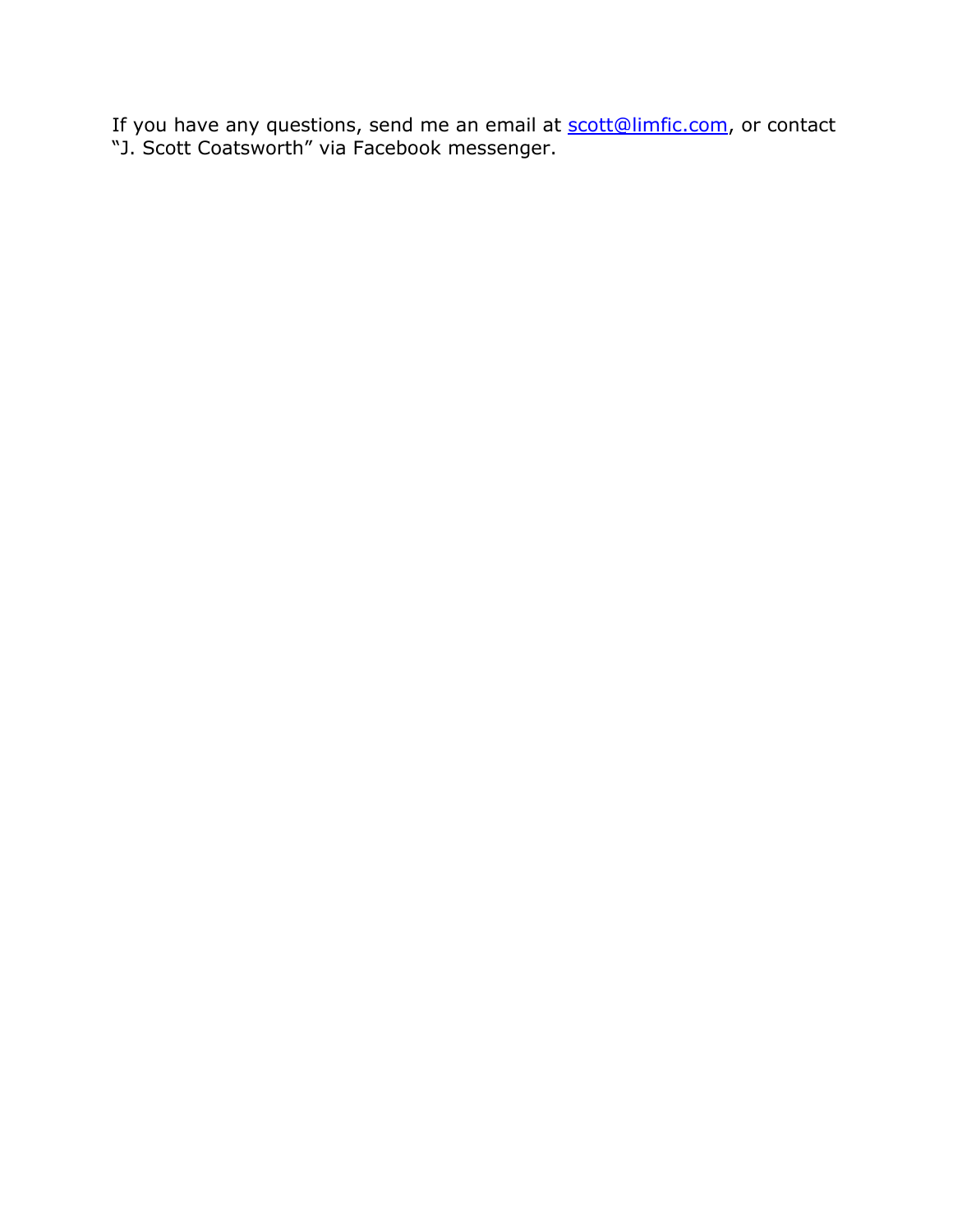If you have any questions, send me an email at [scott@limfic.com](mailto:scott@limfic.com), or contact "J. Scott Coatsworth" via Facebook messenger.